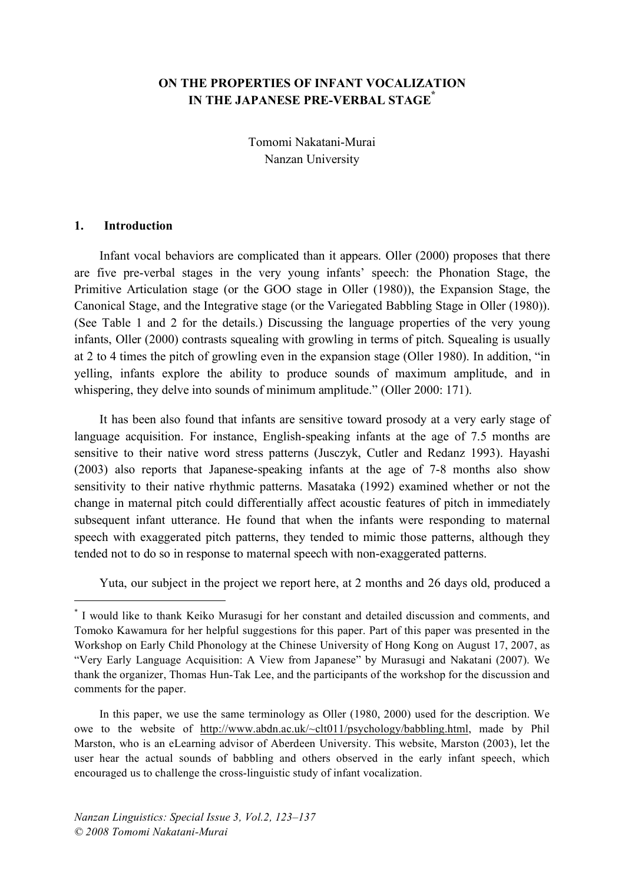# ON THE PROPERTIES OF INFANT VOCALIZATION IN THE JAPANESE PRE-VERBAL STAGE[*]

Tomomi Nakatani-Murai
Nanzan University

## 1. Introduction

Infant vocal behaviors are complicated than it appears. Oller (2000) proposes that there are five pre-verbal stages in the very young infants' speech: the Phonation Stage, the Primitive Articulation stage (or the GOO stage in Oller (1980)), the Expansion Stage, the Canonical Stage, and the Integrative stage (or the Variegated Babbling Stage in Oller (1980)). (See Table 1 and 2 for the details.) Discussing the language properties of the very young infants, Oller (2000) contrasts squealing with growling in terms of pitch. Squealing is usually at 2 to 4 times the pitch of growling even in the expansion stage (Oller 1980). In addition, "in yelling, infants explore the ability to produce sounds of maximum amplitude, and in whispering, they delve into sounds of minimum amplitude." (Oller 2000: 171).

It has been also found that infants are sensitive toward prosody at a very early stage of language acquisition. For instance, English-speaking infants at the age of 7.5 months are sensitive to their native word stress patterns (Jusczyk, Cutler and Redanz 1993). Hayashi (2003) also reports that Japanese-speaking infants at the age of 7-8 months also show sensitivity to their native rhythmic patterns. Masataka (1992) examined whether or not the change in maternal pitch could differentially affect acoustic features of pitch in immediately subsequent infant utterance. He found that when the infants were responding to maternal speech with exaggerated pitch patterns, they tended to mimic those patterns, although they tended not to do so in response to maternal speech with non-exaggerated patterns.

Yuta, our subject in the project we report here, at 2 months and 26 days old, produced a

---

[*] I would like to thank Keiko Murasugi for her constant and detailed discussion and comments, and Tomoko Kawamura for her helpful suggestions for this paper. Part of this paper was presented in the Workshop on Early Child Phonology at the Chinese University of Hong Kong on August 17, 2007, as "Very Early Language Acquisition: A View from Japanese" by Murasugi and Nakatani (2007). We thank the organizer, Thomas Hun-Tak Lee, and the participants of the workshop for the discussion and comments for the paper.

In this paper, we use the same terminology as Oller (1980, 2000) used for the description. We owe to the website of http://www.abdn.ac.uk/~clt011/psychology/babbling.html, made by Phil Marston, who is an eLearning advisor of Aberdeen University. This website, Marston (2003), let the user hear the actual sounds of babbling and others observed in the early infant speech, which encouraged us to challenge the cross-linguistic study of infant vocalization.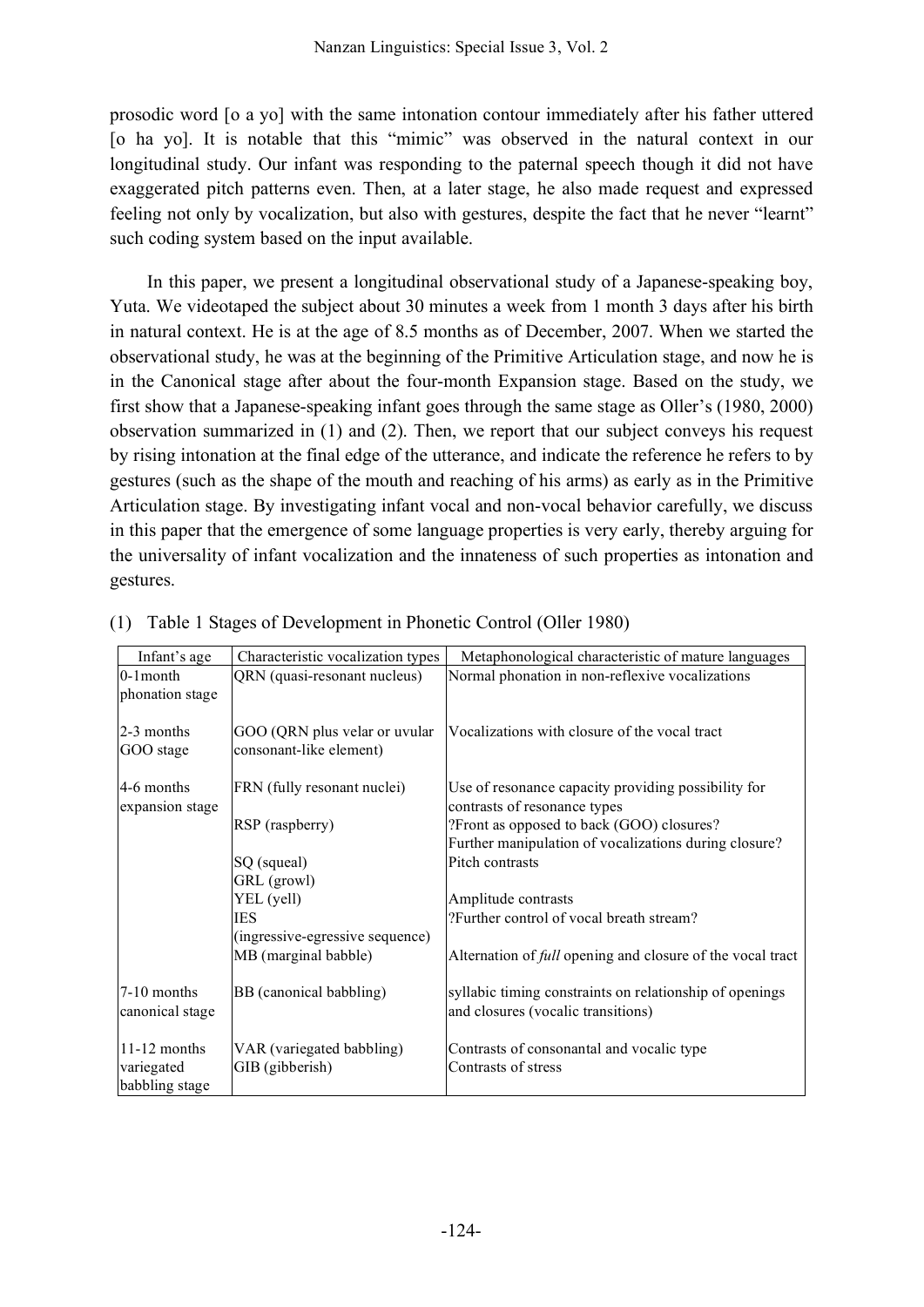prosodic word [o a yo] with the same intonation contour immediately after his father uttered [o ha yo]. It is notable that this "mimic" was observed in the natural context in our longitudinal study. Our infant was responding to the paternal speech though it did not have exaggerated pitch patterns even. Then, at a later stage, he also made request and expressed feeling not only by vocalization, but also with gestures, despite the fact that he never "learnt" such coding system based on the input available.

In this paper, we present a longitudinal observational study of a Japanese-speaking boy, Yuta. We videotaped the subject about 30 minutes a week from 1 month 3 days after his birth in natural context. He is at the age of 8.5 months as of December, 2007. When we started the observational study, he was at the beginning of the Primitive Articulation stage, and now he is in the Canonical stage after about the four-month Expansion stage. Based on the study, we first show that a Japanese-speaking infant goes through the same stage as Oller's (1980, 2000) observation summarized in (1) and (2). Then, we report that our subject conveys his request by rising intonation at the final edge of the utterance, and indicate the reference he refers to by gestures (such as the shape of the mouth and reaching of his arms) as early as in the Primitive Articulation stage. By investigating infant vocal and non-vocal behavior carefully, we discuss in this paper that the emergence of some language properties is very early, thereby arguing for the universality of infant vocalization and the innateness of such properties as intonation and gestures.

(1) Table 1 Stages of Development in Phonetic Control (Oller 1980)

| Infant's age | Characteristic vocalization types | Metaphonological characteristic of mature languages |
|---|---|---|
| 0-1month phonation stage | QRN (quasi-resonant nucleus) | Normal phonation in non-reflexive vocalizations |
| 2-3 months GOO stage | GOO (QRN plus velar or uvular consonant-like element) | Vocalizations with closure of the vocal tract |
| 4-6 months expansion stage | FRN (fully resonant nuclei) | Use of resonance capacity providing possibility for contrasts of resonance types |
| | RSP (raspberry) | ?Front as opposed to back (GOO) closures? Further manipulation of vocalizations during closure? |
| | SQ (squeal) GRL (growl) | Pitch contrasts |
| | YEL (yell) | Amplitude contrasts |
| | IES (ingressive-egressive sequence) | ?Further control of vocal breath stream? |
| | MB (marginal babble) | Alternation of *full* opening and closure of the vocal tract |
| 7-10 months canonical stage | BB (canonical babbling) | syllabic timing constraints on relationship of openings and closures (vocalic transitions) |
| 11-12 months variegated babbling stage | VAR (variegated babbling) GIB (gibberish) | Contrasts of consonantal and vocalic type Contrasts of stress |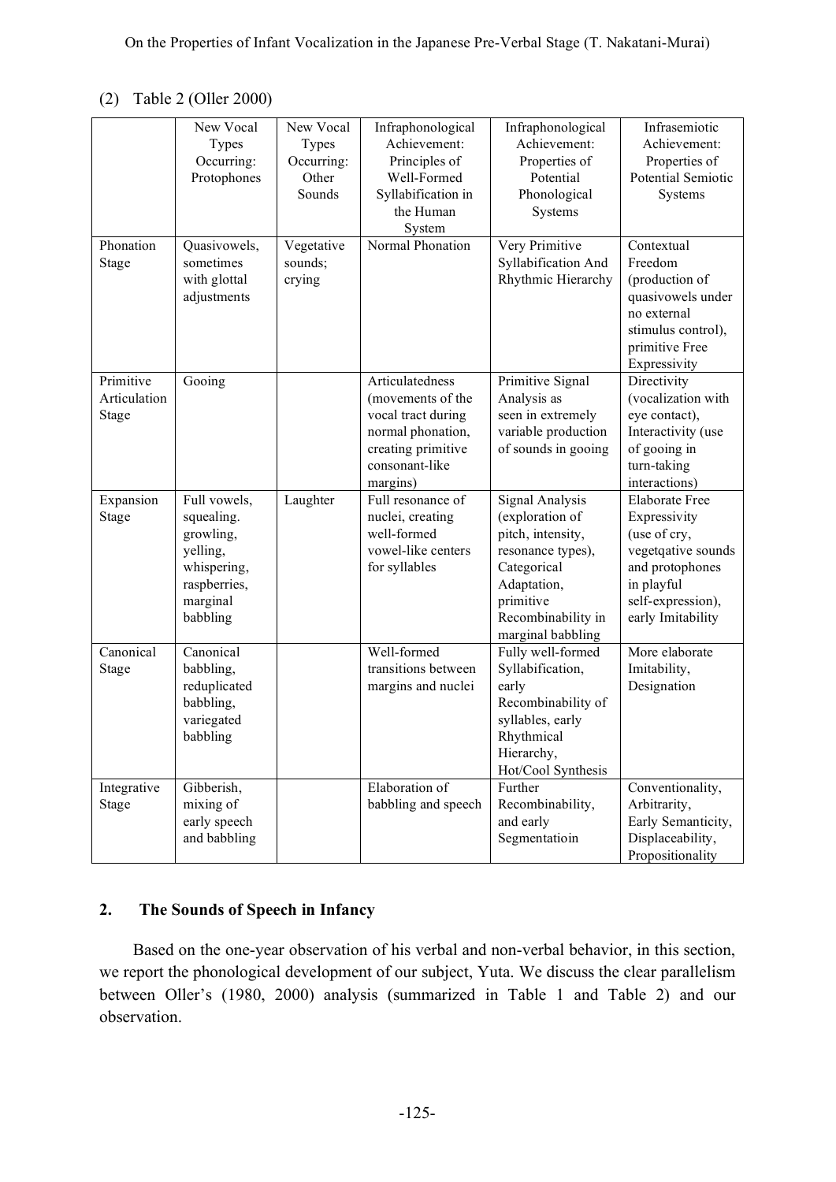(2) Table 2 (Oller 2000)

| | New Vocal Types Occurring: Protophones | New Vocal Types Occurring: Other Sounds | Infraphonological Achievement: Principles of Well-Formed Syllabification in the Human System | Infraphonological Achievement: Properties of Potential Phonological Systems | Infrasemiotic Achievement: Properties of Potential Semiotic Systems |
|---|---|---|---|---|---|
| Phonation Stage | Quasivowels, sometimes with glottal adjustments | Vegetative sounds; crying | Normal Phonation | Very Primitive Syllabification And Rhythmic Hierarchy | Contextual Freedom (production of quasivowels under no external stimulus control), primitive Free Expressivity |
| Primitive Articulation Stage | Gooing | | Articulatedness (movements of the vocal tract during normal phonation, creating primitive consonant-like margins) | Primitive Signal Analysis as seen in extremely variable production of sounds in gooing | Directivity (vocalization with eye contact), Interactivity (use of gooing in turn-taking interactions) |
| Expansion Stage | Full vowels, squealing. growling, yelling, whispering, raspberries, marginal babbling | Laughter | Full resonance of nuclei, creating well-formed vowel-like centers for syllables | Signal Analysis (exploration of pitch, intensity, resonance types), Categorical Adaptation, primitive Recombinability in marginal babbling | Elaborate Free Expressivity (use of cry, vegetqative sounds and protophones in playful self-expression), early Imitability |
| Canonical Stage | Canonical babbling, reduplicated babbling, variegated babbling | | Well-formed transitions between margins and nuclei | Fully well-formed Syllabification, early Recombinability of syllables, early Rhythmical Hierarchy, Hot/Cool Synthesis | More elaborate Imitability, Designation |
| Integrative Stage | Gibberish, mixing of early speech and babbling | | Elaboration of babbling and speech | Further Recombinability, and early Segmentatioin | Conventionality, Arbitrarity, Early Semanticity, Displaceability, Propositionality |

## 2. The Sounds of Speech in Infancy

Based on the one-year observation of his verbal and non-verbal behavior, in this section, we report the phonological development of our subject, Yuta. We discuss the clear parallelism between Oller's (1980, 2000) analysis (summarized in Table 1 and Table 2) and our observation.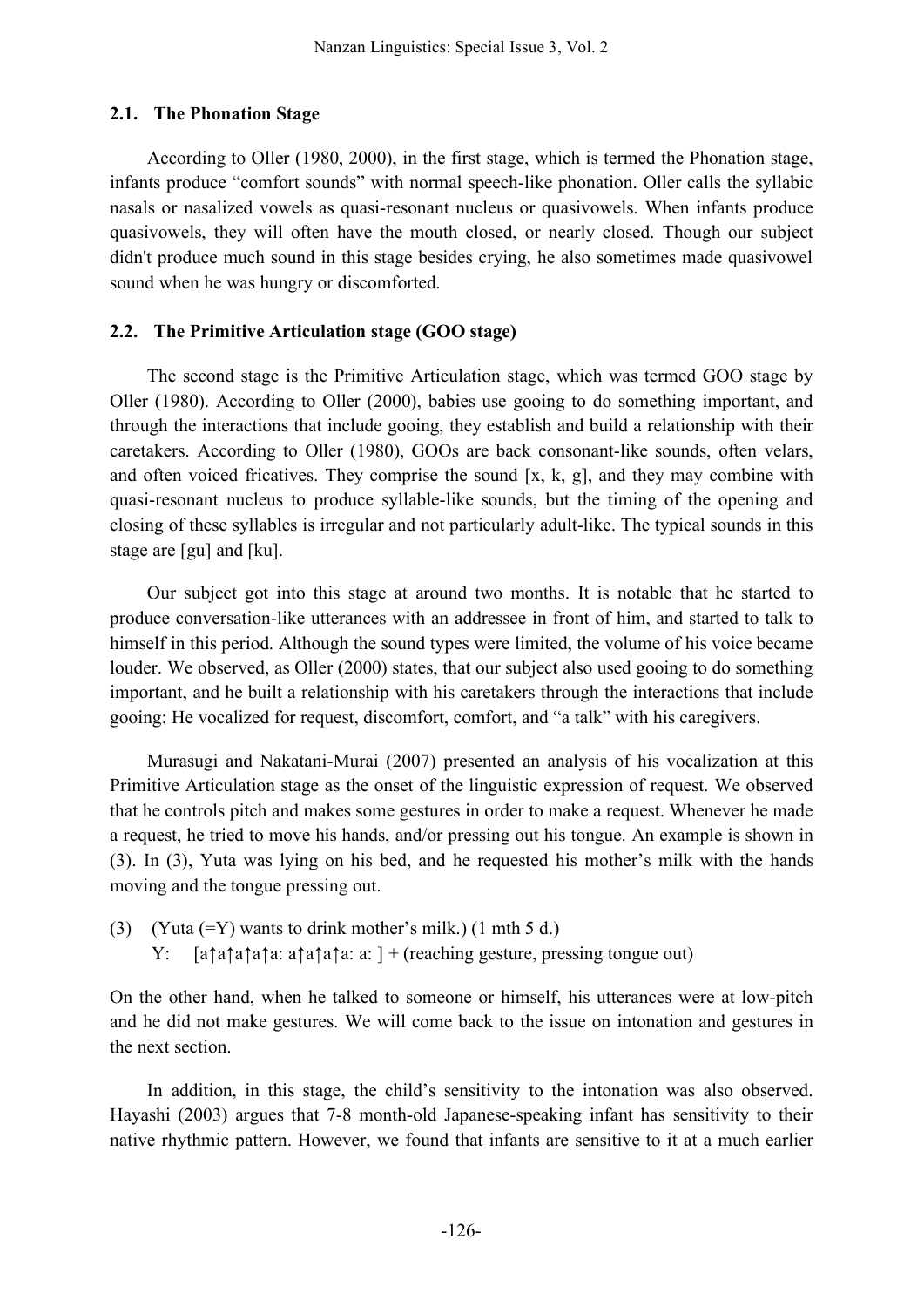### 2.1. The Phonation Stage

According to Oller (1980, 2000), in the first stage, which is termed the Phonation stage, infants produce "comfort sounds" with normal speech-like phonation. Oller calls the syllabic nasals or nasalized vowels as quasi-resonant nucleus or quasivowels. When infants produce quasivowels, they will often have the mouth closed, or nearly closed. Though our subject didn't produce much sound in this stage besides crying, he also sometimes made quasivowel sound when he was hungry or discomforted.

### 2.2. The Primitive Articulation stage (GOO stage)

The second stage is the Primitive Articulation stage, which was termed GOO stage by Oller (1980). According to Oller (2000), babies use gooing to do something important, and through the interactions that include gooing, they establish and build a relationship with their caretakers. According to Oller (1980), GOOs are back consonant-like sounds, often velars, and often voiced fricatives. They comprise the sound [x, k, g], and they may combine with quasi-resonant nucleus to produce syllable-like sounds, but the timing of the opening and closing of these syllables is irregular and not particularly adult-like. The typical sounds in this stage are [gu] and [ku].

Our subject got into this stage at around two months. It is notable that he started to produce conversation-like utterances with an addressee in front of him, and started to talk to himself in this period. Although the sound types were limited, the volume of his voice became louder. We observed, as Oller (2000) states, that our subject also used gooing to do something important, and he built a relationship with his caretakers through the interactions that include gooing: He vocalized for request, discomfort, comfort, and "a talk" with his caregivers.

Murasugi and Nakatani-Murai (2007) presented an analysis of his vocalization at this Primitive Articulation stage as the onset of the linguistic expression of request. We observed that he controls pitch and makes some gestures in order to make a request. Whenever he made a request, he tried to move his hands, and/or pressing out his tongue. An example is shown in (3). In (3), Yuta was lying on his bed, and he requested his mother's milk with the hands moving and the tongue pressing out.

(3) (Yuta (=Y) wants to drink mother's milk.) (1 mth 5 d.)
  Y: [a↑a↑a↑a↑a: a↑a↑a↑a: a: ] + (reaching gesture, pressing tongue out)

On the other hand, when he talked to someone or himself, his utterances were at low-pitch and he did not make gestures. We will come back to the issue on intonation and gestures in the next section.

In addition, in this stage, the child's sensitivity to the intonation was also observed. Hayashi (2003) argues that 7-8 month-old Japanese-speaking infant has sensitivity to their native rhythmic pattern. However, we found that infants are sensitive to it at a much earlier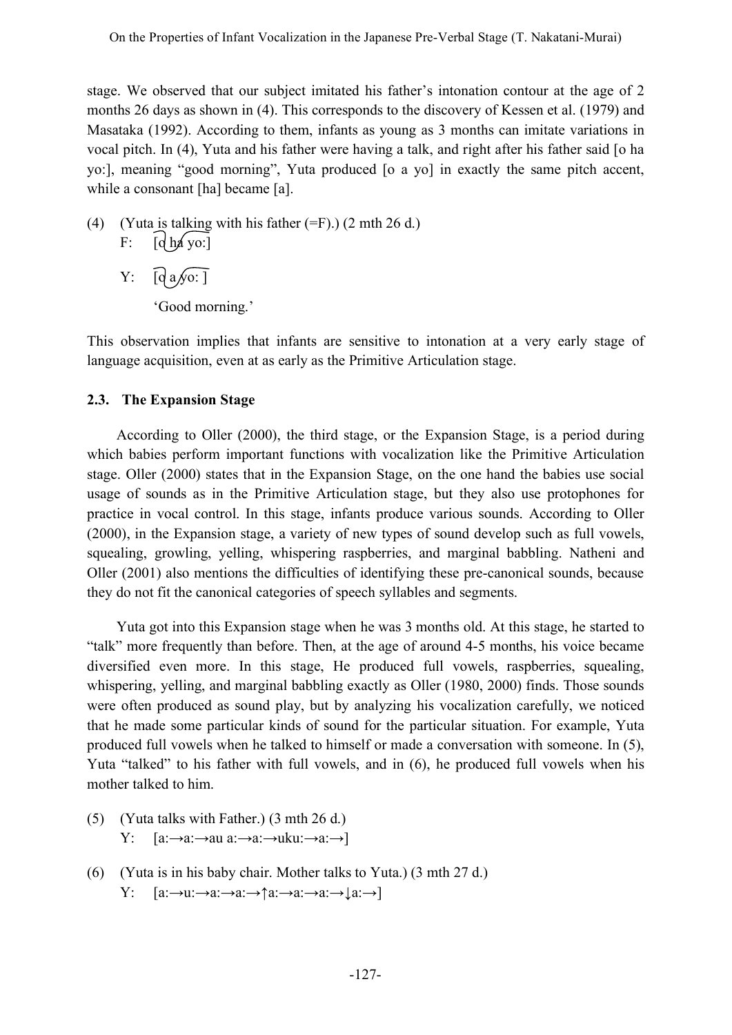stage. We observed that our subject imitated his father's intonation contour at the age of 2 months 26 days as shown in (4). This corresponds to the discovery of Kessen et al. (1979) and Masataka (1992). According to them, infants as young as 3 months can imitate variations in vocal pitch. In (4), Yuta and his father were having a talk, and right after his father said [o ha yo:], meaning "good morning", Yuta produced [o a yo] in exactly the same pitch accent, while a consonant [ha] became [a].

(4) (Yuta is talking with his father (=F).) (2 mth 26 d.)
F: [o ha yo:]
Y: [o a yo: ]
'Good morning.'

This observation implies that infants are sensitive to intonation at a very early stage of language acquisition, even at as early as the Primitive Articulation stage.

### 2.3. The Expansion Stage

According to Oller (2000), the third stage, or the Expansion Stage, is a period during which babies perform important functions with vocalization like the Primitive Articulation stage. Oller (2000) states that in the Expansion Stage, on the one hand the babies use social usage of sounds as in the Primitive Articulation stage, but they also use protophones for practice in vocal control. In this stage, infants produce various sounds. According to Oller (2000), in the Expansion stage, a variety of new types of sound develop such as full vowels, squealing, growling, yelling, whispering raspberries, and marginal babbling. Natheni and Oller (2001) also mentions the difficulties of identifying these pre-canonical sounds, because they do not fit the canonical categories of speech syllables and segments.

Yuta got into this Expansion stage when he was 3 months old. At this stage, he started to "talk" more frequently than before. Then, at the age of around 4-5 months, his voice became diversified even more. In this stage, He produced full vowels, raspberries, squealing, whispering, yelling, and marginal babbling exactly as Oller (1980, 2000) finds. Those sounds were often produced as sound play, but by analyzing his vocalization carefully, we noticed that he made some particular kinds of sound for the particular situation. For example, Yuta produced full vowels when he talked to himself or made a conversation with someone. In (5), Yuta "talked" to his father with full vowels, and in (6), he produced full vowels when his mother talked to him.

(5) (Yuta talks with Father.) (3 mth 26 d.)
Y: [a:→a:→au a:→a:→uku:→a:→]

(6) (Yuta is in his baby chair. Mother talks to Yuta.) (3 mth 27 d.)
Y: [a:→u:→a:→a:→↑a:→a:→a:→↓a:→]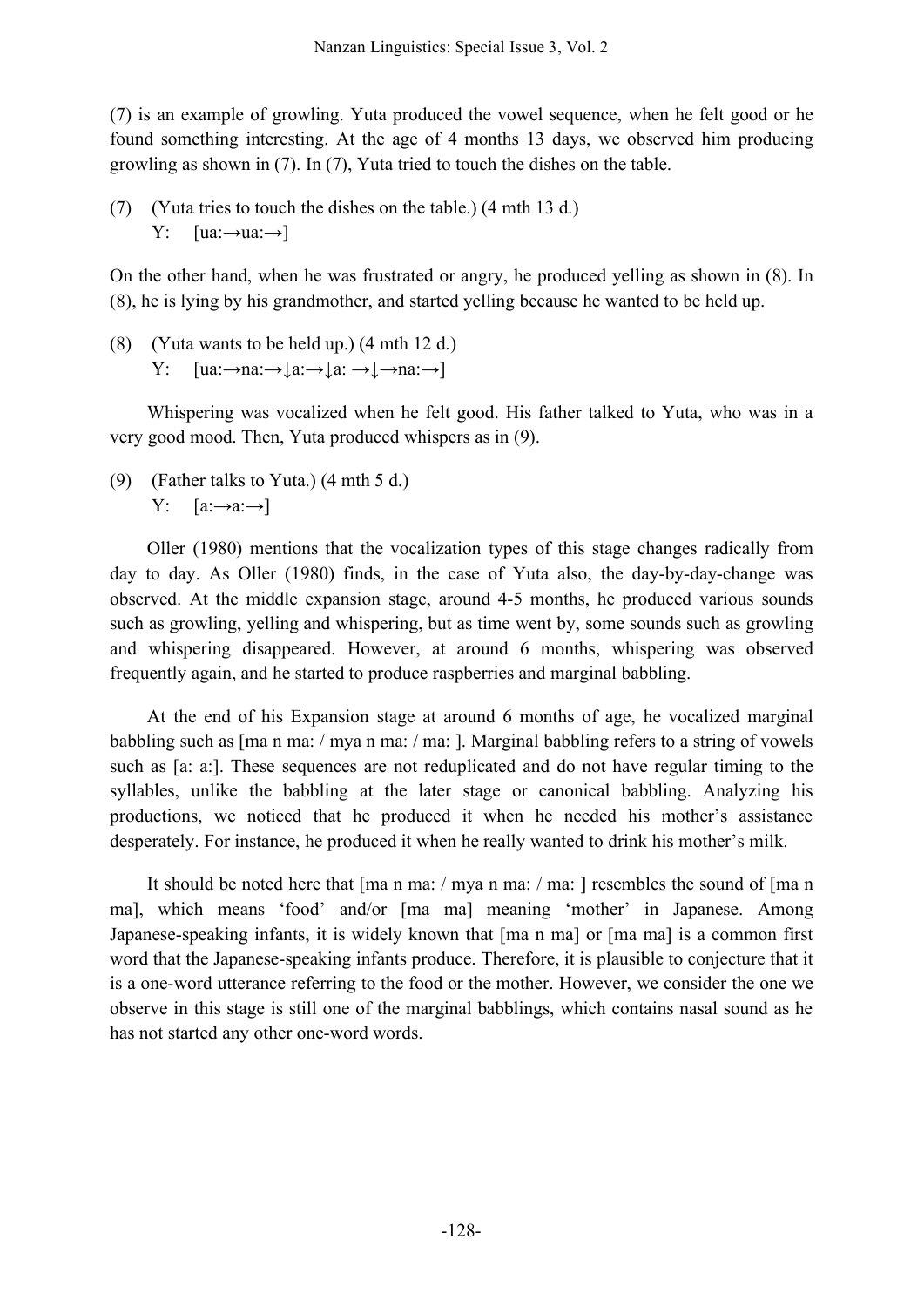(7) is an example of growling. Yuta produced the vowel sequence, when he felt good or he found something interesting. At the age of 4 months 13 days, we observed him producing growling as shown in (7). In (7), Yuta tried to touch the dishes on the table.

(7) (Yuta tries to touch the dishes on the table.) (4 mth 13 d.)
 Y: [ua:→ua:→]

On the other hand, when he was frustrated or angry, he produced yelling as shown in (8). In (8), he is lying by his grandmother, and started yelling because he wanted to be held up.

(8) (Yuta wants to be held up.) (4 mth 12 d.)
 Y: [ua:→na:→↓a:→↓a: →↓→na:→]

Whispering was vocalized when he felt good. His father talked to Yuta, who was in a very good mood. Then, Yuta produced whispers as in (9).

(9) (Father talks to Yuta.) (4 mth 5 d.)
 Y: [a:→a:→]

Oller (1980) mentions that the vocalization types of this stage changes radically from day to day. As Oller (1980) finds, in the case of Yuta also, the day-by-day-change was observed. At the middle expansion stage, around 4-5 months, he produced various sounds such as growling, yelling and whispering, but as time went by, some sounds such as growling and whispering disappeared. However, at around 6 months, whispering was observed frequently again, and he started to produce raspberries and marginal babbling.

At the end of his Expansion stage at around 6 months of age, he vocalized marginal babbling such as [ma n ma: / mya n ma: / ma: ]. Marginal babbling refers to a string of vowels such as [a: a:]. These sequences are not reduplicated and do not have regular timing to the syllables, unlike the babbling at the later stage or canonical babbling. Analyzing his productions, we noticed that he produced it when he needed his mother's assistance desperately. For instance, he produced it when he really wanted to drink his mother's milk.

It should be noted here that [ma n ma: / mya n ma: / ma: ] resembles the sound of [ma n ma], which means 'food' and/or [ma ma] meaning 'mother' in Japanese. Among Japanese-speaking infants, it is widely known that [ma n ma] or [ma ma] is a common first word that the Japanese-speaking infants produce. Therefore, it is plausible to conjecture that it is a one-word utterance referring to the food or the mother. However, we consider the one we observe in this stage is still one of the marginal babblings, which contains nasal sound as he has not started any other one-word words.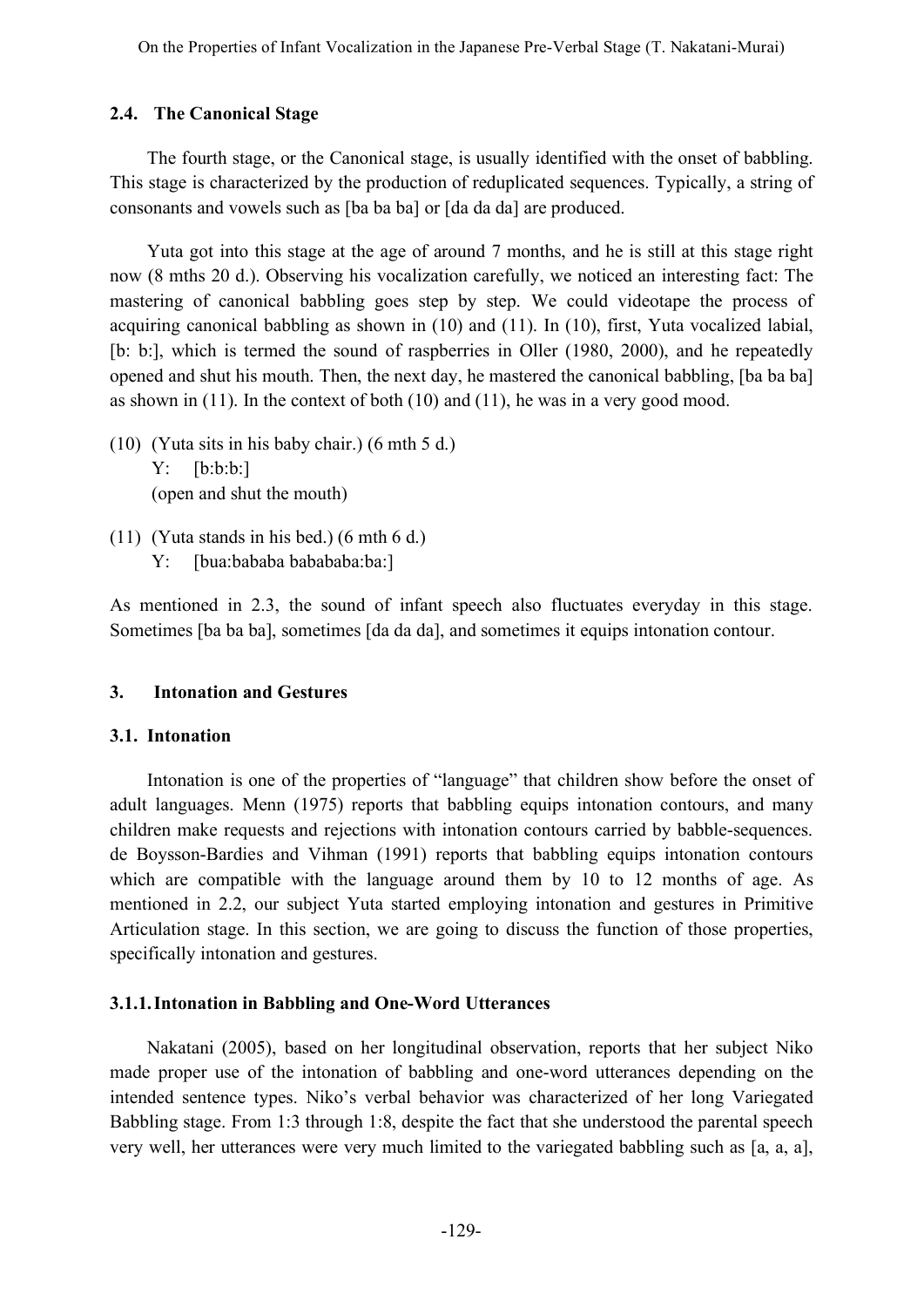### 2.4. The Canonical Stage

The fourth stage, or the Canonical stage, is usually identified with the onset of babbling. This stage is characterized by the production of reduplicated sequences. Typically, a string of consonants and vowels such as [ba ba ba] or [da da da] are produced.

Yuta got into this stage at the age of around 7 months, and he is still at this stage right now (8 mths 20 d.). Observing his vocalization carefully, we noticed an interesting fact: The mastering of canonical babbling goes step by step. We could videotape the process of acquiring canonical babbling as shown in (10) and (11). In (10), first, Yuta vocalized labial, [b: b:], which is termed the sound of raspberries in Oller (1980, 2000), and he repeatedly opened and shut his mouth. Then, the next day, he mastered the canonical babbling, [ba ba ba] as shown in (11). In the context of both (10) and (11), he was in a very good mood.

(10) (Yuta sits in his baby chair.) (6 mth 5 d.)
  Y: [b:b:b:]
  (open and shut the mouth)

(11) (Yuta stands in his bed.) (6 mth 6 d.)
  Y: [bua:bababa babababa:ba:]

As mentioned in 2.3, the sound of infant speech also fluctuates everyday in this stage. Sometimes [ba ba ba], sometimes [da da da], and sometimes it equips intonation contour.

## 3. Intonation and Gestures

### 3.1. Intonation

Intonation is one of the properties of "language" that children show before the onset of adult languages. Menn (1975) reports that babbling equips intonation contours, and many children make requests and rejections with intonation contours carried by babble-sequences. de Boysson-Bardies and Vihman (1991) reports that babbling equips intonation contours which are compatible with the language around them by 10 to 12 months of age. As mentioned in 2.2, our subject Yuta started employing intonation and gestures in Primitive Articulation stage. In this section, we are going to discuss the function of those properties, specifically intonation and gestures.

#### 3.1.1. Intonation in Babbling and One-Word Utterances

Nakatani (2005), based on her longitudinal observation, reports that her subject Niko made proper use of the intonation of babbling and one-word utterances depending on the intended sentence types. Niko's verbal behavior was characterized of her long Variegated Babbling stage. From 1:3 through 1:8, despite the fact that she understood the parental speech very well, her utterances were very much limited to the variegated babbling such as [a, a, a],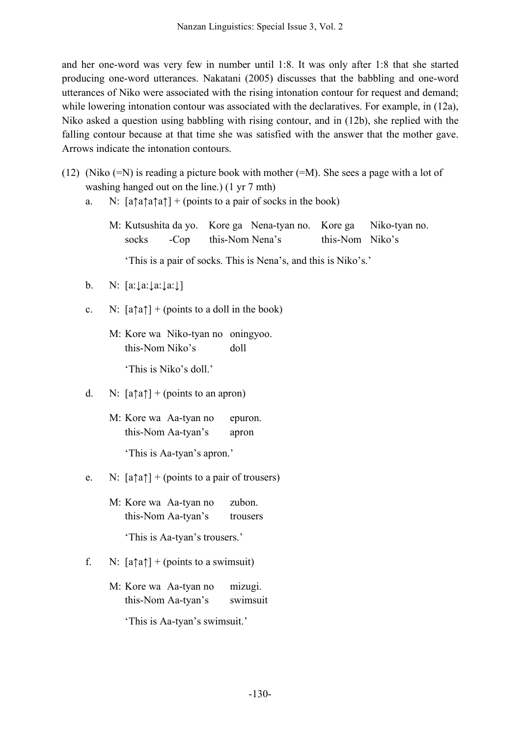and her one-word was very few in number until 1:8. It was only after 1:8 that she started producing one-word utterances. Nakatani (2005) discusses that the babbling and one-word utterances of Niko were associated with the rising intonation contour for request and demand; while lowering intonation contour was associated with the declaratives. For example, in (12a), Niko asked a question using babbling with rising contour, and in (12b), she replied with the falling contour because at that time she was satisfied with the answer that the mother gave. Arrows indicate the intonation contours.

(12) (Niko (=N) is reading a picture book with mother (=M). She sees a page with a lot of washing hanged out on the line.) (1 yr 7 mth)

a. N: [a↑a↑a↑a↑] + (points to a pair of socks in the book)

M: Kutsushita da yo. Kore ga Nena-tyan no. Kore ga Niko-tyan no.
socks -Cop this-Nom Nena's this-Nom Niko's

'This is a pair of socks. This is Nena's, and this is Niko's.'

b. N: [a:↓a:↓a:↓a:↓]

c. N: [a↑a↑] + (points to a doll in the book)

M: Kore wa Niko-tyan no oningyoo.
this-Nom Niko's doll

'This is Niko's doll.'

d. N: [a↑a↑] + (points to an apron)

M: Kore wa Aa-tyan no epuron.
this-Nom Aa-tyan's apron

'This is Aa-tyan's apron.'

e. N: [a↑a↑] + (points to a pair of trousers)

M: Kore wa Aa-tyan no zubon.
this-Nom Aa-tyan's trousers

'This is Aa-tyan's trousers.'

f. N: [a↑a↑] + (points to a swimsuit)

M: Kore wa Aa-tyan no mizugi.
this-Nom Aa-tyan's swimsuit

'This is Aa-tyan's swimsuit.'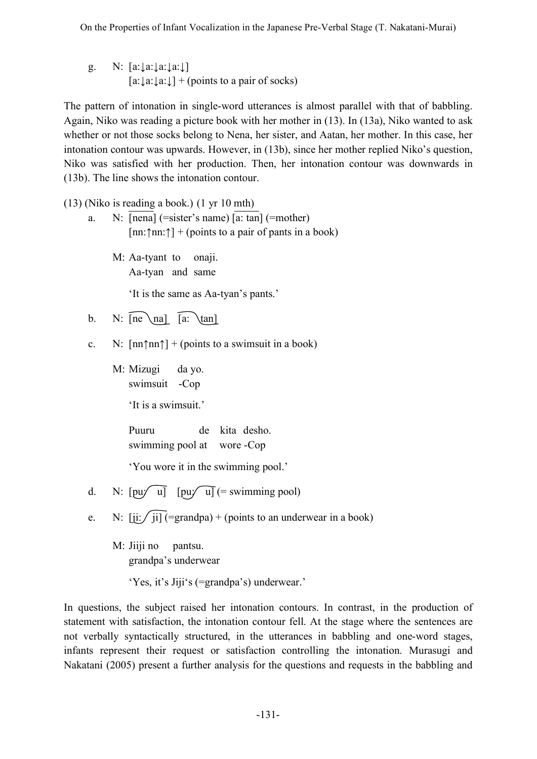g. N: [a:↓a:↓a:↓a:↓]
   [a:↓a:↓a:↓] + (points to a pair of socks)

The pattern of intonation in single-word utterances is almost parallel with that of babbling. Again, Niko was reading a picture book with her mother in (13). In (13a), Niko wanted to ask whether or not those socks belong to Nena, her sister, and Aatan, her mother. In this case, her intonation contour was upwards. However, in (13b), since her mother replied Niko's question, Niko was satisfied with her production. Then, her intonation contour was downwards in (13b). The line shows the intonation contour.

(13) (Niko is reading a book.) (1 yr 10 mth)

a. N: [nena] (=sister's name) [a: tan] (=mother)
   [nn:↑nn:↑] + (points to a pair of pants in a book)

   M: Aa-tyant to onaji.
   Aa-tyan and same

   'It is the same as Aa-tyan's pants.'

b. N: [ne \na] [a: \tan]

c. N: [nn↑nn↑] + (points to a swimsuit in a book)

   M: Mizugi da yo.
   swimsuit -Cop

   'It is a swimsuit.'

   Puuru de kita desho.
   swimming pool at wore -Cop

   'You wore it in the swimming pool.'

d. N: [pu/ u] [pu/ u] (= swimming pool)

e. N: [ji:/ ji] (=grandpa) + (points to an underwear in a book)

   M: Jiiji no pantsu.
   grandpa's underwear

   'Yes, it's Jiji's (=grandpa's) underwear.'

In questions, the subject raised her intonation contours. In contrast, in the production of statement with satisfaction, the intonation contour fell. At the stage where the sentences are not verbally syntactically structured, in the utterances in babbling and one-word stages, infants represent their request or satisfaction controlling the intonation. Murasugi and Nakatani (2005) present a further analysis for the questions and requests in the babbling and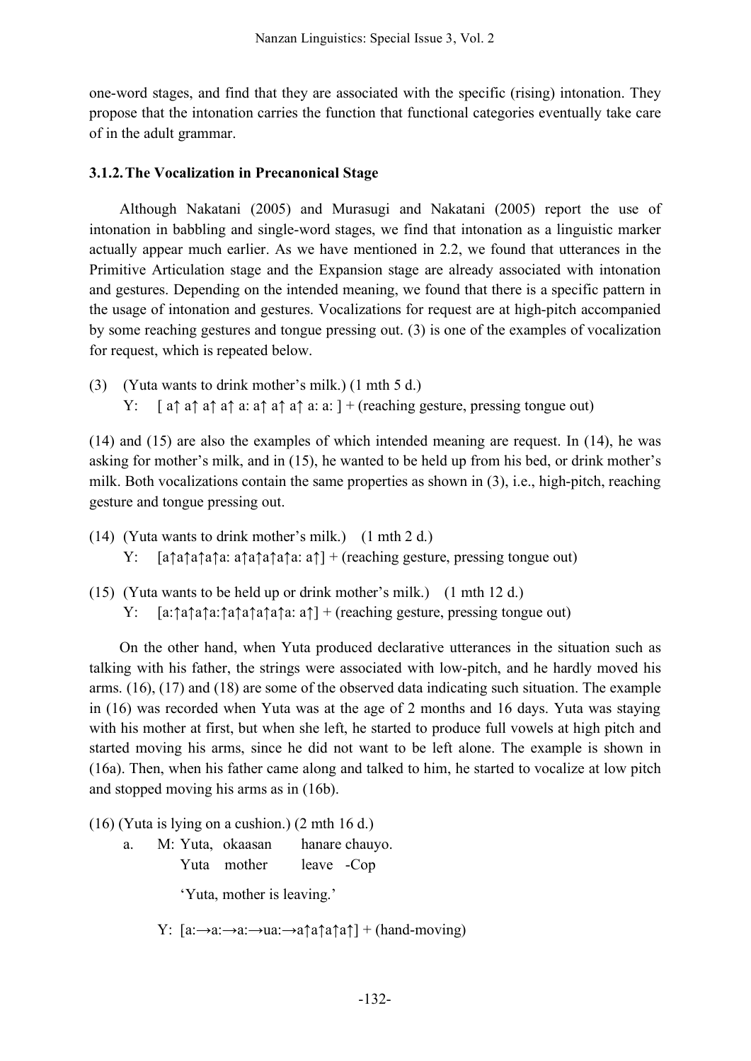one-word stages, and find that they are associated with the specific (rising) intonation. They propose that the intonation carries the function that functional categories eventually take care of in the adult grammar.

### 3.1.2. The Vocalization in Precanonical Stage

Although Nakatani (2005) and Murasugi and Nakatani (2005) report the use of intonation in babbling and single-word stages, we find that intonation as a linguistic marker actually appear much earlier. As we have mentioned in 2.2, we found that utterances in the Primitive Articulation stage and the Expansion stage are already associated with intonation and gestures. Depending on the intended meaning, we found that there is a specific pattern in the usage of intonation and gestures. Vocalizations for request are at high-pitch accompanied by some reaching gestures and tongue pressing out. (3) is one of the examples of vocalization for request, which is repeated below.

(3) (Yuta wants to drink mother's milk.) (1 mth 5 d.)
 Y: [ a↑ a↑ a↑ a↑ a: a↑ a↑ a↑ a: a: ] + (reaching gesture, pressing tongue out)

(14) and (15) are also the examples of which intended meaning are request. In (14), he was asking for mother's milk, and in (15), he wanted to be held up from his bed, or drink mother's milk. Both vocalizations contain the same properties as shown in (3), i.e., high-pitch, reaching gesture and tongue pressing out.

(14) (Yuta wants to drink mother's milk.) (1 mth 2 d.)
 Y: [a↑a↑a↑a: a↑a↑a↑a: a↑] + (reaching gesture, pressing tongue out)

(15) (Yuta wants to be held up or drink mother's milk.) (1 mth 12 d.)
 Y: [a:↑a↑a:↑a↑a↑a↑a: a↑] + (reaching gesture, pressing tongue out)

On the other hand, when Yuta produced declarative utterances in the situation such as talking with his father, the strings were associated with low-pitch, and he hardly moved his arms. (16), (17) and (18) are some of the observed data indicating such situation. The example in (16) was recorded when Yuta was at the age of 2 months and 16 days. Yuta was staying with his mother at first, but when she left, he started to produce full vowels at high pitch and started moving his arms, since he did not want to be left alone. The example is shown in (16a). Then, when his father came along and talked to him, he started to vocalize at low pitch and stopped moving his arms as in (16b).

(16) (Yuta is lying on a cushion.) (2 mth 16 d.)
 a. M: Yuta, okaasan hanare chauyo.
  Yuta mother leave -Cop
  'Yuta, mother is leaving.'

  Y: [a:→a:→a:→ua:→a↑a↑a↑a↑] + (hand-moving)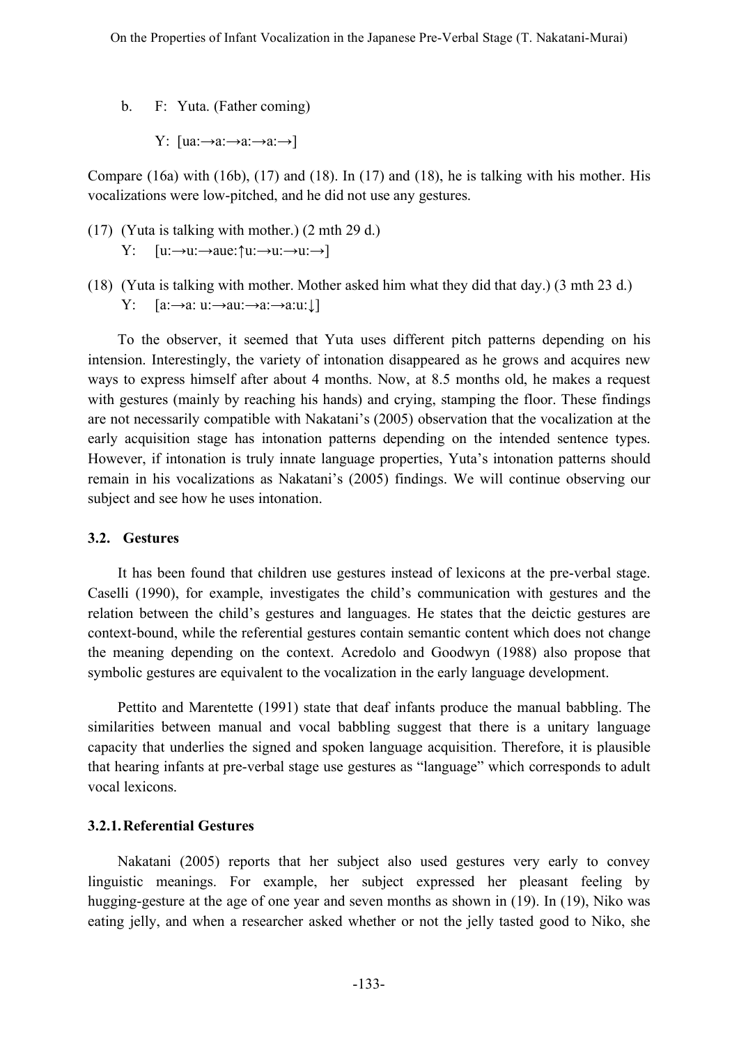b. F: Yuta. (Father coming)

   Y: [ua:→a:→a:→a:→]

Compare (16a) with (16b), (17) and (18). In (17) and (18), he is talking with his mother. His vocalizations were low-pitched, and he did not use any gestures.

(17) (Yuta is talking with mother.) (2 mth 29 d.)
     Y: [u:→u:→aue:↑u:→u:→u:→]

(18) (Yuta is talking with mother. Mother asked him what they did that day.) (3 mth 23 d.)
     Y: [a:→a: u:→au:→a:→a:u:↓]

To the observer, it seemed that Yuta uses different pitch patterns depending on his intension. Interestingly, the variety of intonation disappeared as he grows and acquires new ways to express himself after about 4 months. Now, at 8.5 months old, he makes a request with gestures (mainly by reaching his hands) and crying, stamping the floor. These findings are not necessarily compatible with Nakatani's (2005) observation that the vocalization at the early acquisition stage has intonation patterns depending on the intended sentence types. However, if intonation is truly innate language properties, Yuta's intonation patterns should remain in his vocalizations as Nakatani's (2005) findings. We will continue observing our subject and see how he uses intonation.

### 3.2. Gestures

It has been found that children use gestures instead of lexicons at the pre-verbal stage. Caselli (1990), for example, investigates the child's communication with gestures and the relation between the child's gestures and languages. He states that the deictic gestures are context-bound, while the referential gestures contain semantic content which does not change the meaning depending on the context. Acredolo and Goodwyn (1988) also propose that symbolic gestures are equivalent to the vocalization in the early language development.

Pettito and Marentette (1991) state that deaf infants produce the manual babbling. The similarities between manual and vocal babbling suggest that there is a unitary language capacity that underlies the signed and spoken language acquisition. Therefore, it is plausible that hearing infants at pre-verbal stage use gestures as "language" which corresponds to adult vocal lexicons.

#### 3.2.1. Referential Gestures

Nakatani (2005) reports that her subject also used gestures very early to convey linguistic meanings. For example, her subject expressed her pleasant feeling by hugging-gesture at the age of one year and seven months as shown in (19). In (19), Niko was eating jelly, and when a researcher asked whether or not the jelly tasted good to Niko, she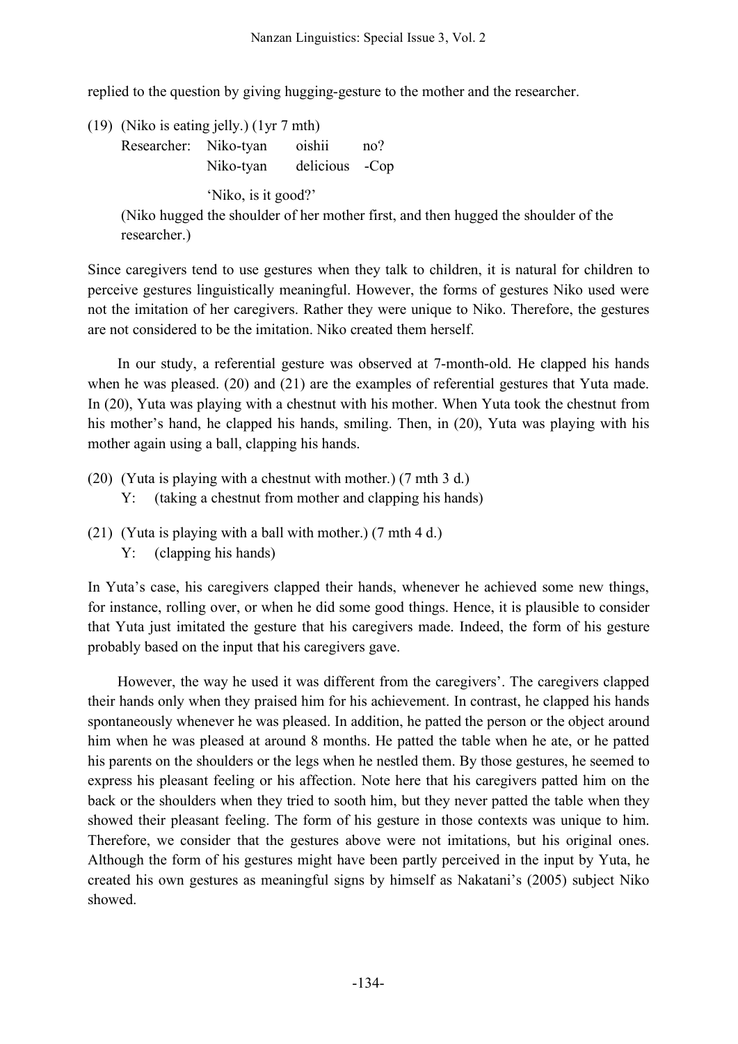replied to the question by giving hugging-gesture to the mother and the researcher.

(19) (Niko is eating jelly.) (1yr 7 mth)

| Researcher: | Niko-tyan | oishii | no? |
|---|---|---|---|
| | Niko-tyan | delicious | -Cop |

'Niko, is it good?'

(Niko hugged the shoulder of her mother first, and then hugged the shoulder of the researcher.)

Since caregivers tend to use gestures when they talk to children, it is natural for children to perceive gestures linguistically meaningful. However, the forms of gestures Niko used were not the imitation of her caregivers. Rather they were unique to Niko. Therefore, the gestures are not considered to be the imitation. Niko created them herself.

In our study, a referential gesture was observed at 7-month-old. He clapped his hands when he was pleased. (20) and (21) are the examples of referential gestures that Yuta made. In (20), Yuta was playing with a chestnut with his mother. When Yuta took the chestnut from his mother's hand, he clapped his hands, smiling. Then, in (20), Yuta was playing with his mother again using a ball, clapping his hands.

(20) (Yuta is playing with a chestnut with mother.) (7 mth 3 d.)
 Y: (taking a chestnut from mother and clapping his hands)

(21) (Yuta is playing with a ball with mother.) (7 mth 4 d.)
 Y: (clapping his hands)

In Yuta's case, his caregivers clapped their hands, whenever he achieved some new things, for instance, rolling over, or when he did some good things. Hence, it is plausible to consider that Yuta just imitated the gesture that his caregivers made. Indeed, the form of his gesture probably based on the input that his caregivers gave.

However, the way he used it was different from the caregivers'. The caregivers clapped their hands only when they praised him for his achievement. In contrast, he clapped his hands spontaneously whenever he was pleased. In addition, he patted the person or the object around him when he was pleased at around 8 months. He patted the table when he ate, or he patted his parents on the shoulders or the legs when he nestled them. By those gestures, he seemed to express his pleasant feeling or his affection. Note here that his caregivers patted him on the back or the shoulders when they tried to sooth him, but they never patted the table when they showed their pleasant feeling. The form of his gesture in those contexts was unique to him. Therefore, we consider that the gestures above were not imitations, but his original ones. Although the form of his gestures might have been partly perceived in the input by Yuta, he created his own gestures as meaningful signs by himself as Nakatani's (2005) subject Niko showed.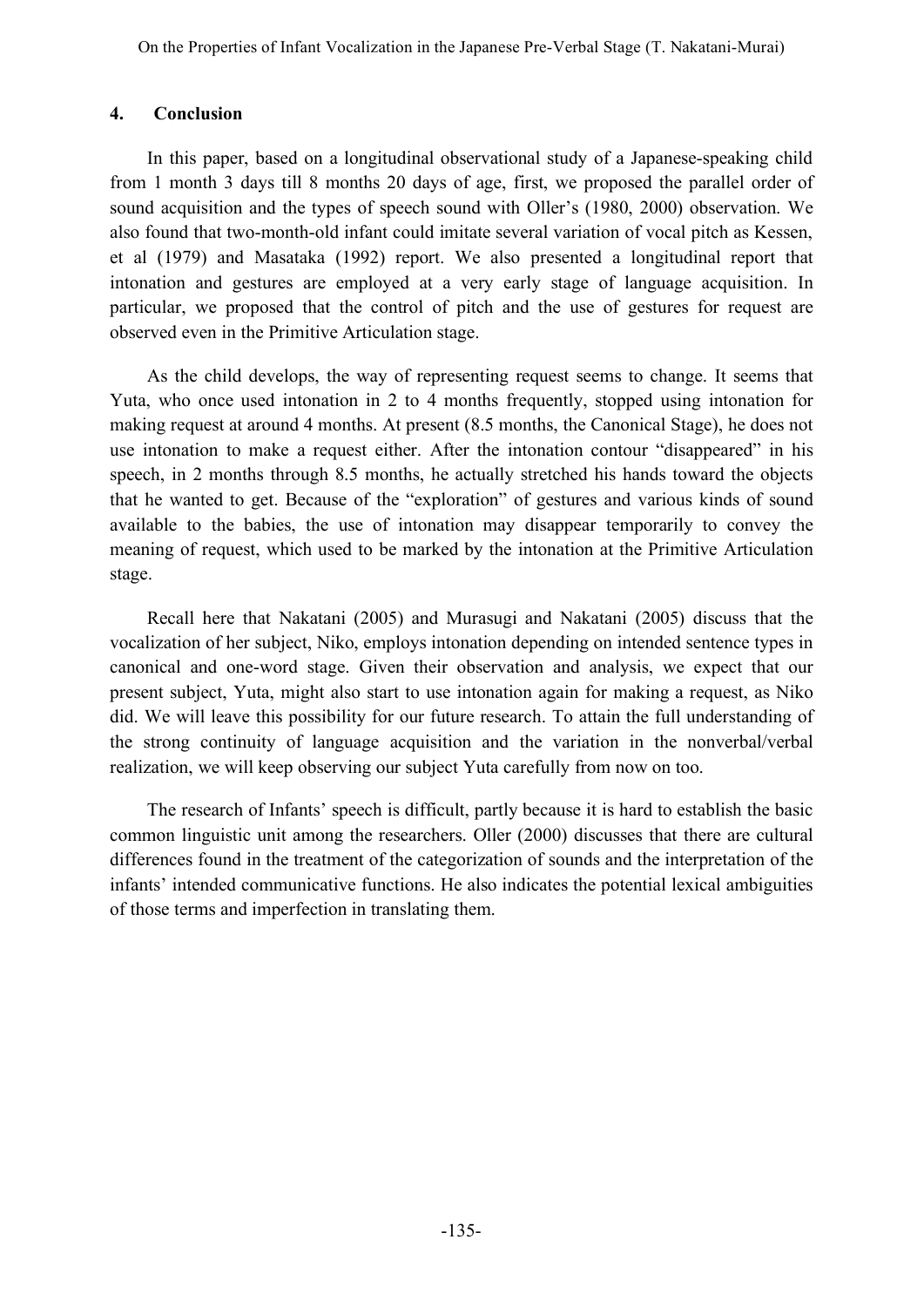## 4. Conclusion

In this paper, based on a longitudinal observational study of a Japanese-speaking child from 1 month 3 days till 8 months 20 days of age, first, we proposed the parallel order of sound acquisition and the types of speech sound with Oller's (1980, 2000) observation. We also found that two-month-old infant could imitate several variation of vocal pitch as Kessen, et al (1979) and Masataka (1992) report. We also presented a longitudinal report that intonation and gestures are employed at a very early stage of language acquisition. In particular, we proposed that the control of pitch and the use of gestures for request are observed even in the Primitive Articulation stage.

As the child develops, the way of representing request seems to change. It seems that Yuta, who once used intonation in 2 to 4 months frequently, stopped using intonation for making request at around 4 months. At present (8.5 months, the Canonical Stage), he does not use intonation to make a request either. After the intonation contour "disappeared" in his speech, in 2 months through 8.5 months, he actually stretched his hands toward the objects that he wanted to get. Because of the "exploration" of gestures and various kinds of sound available to the babies, the use of intonation may disappear temporarily to convey the meaning of request, which used to be marked by the intonation at the Primitive Articulation stage.

Recall here that Nakatani (2005) and Murasugi and Nakatani (2005) discuss that the vocalization of her subject, Niko, employs intonation depending on intended sentence types in canonical and one-word stage. Given their observation and analysis, we expect that our present subject, Yuta, might also start to use intonation again for making a request, as Niko did. We will leave this possibility for our future research. To attain the full understanding of the strong continuity of language acquisition and the variation in the nonverbal/verbal realization, we will keep observing our subject Yuta carefully from now on too.

The research of Infants' speech is difficult, partly because it is hard to establish the basic common linguistic unit among the researchers. Oller (2000) discusses that there are cultural differences found in the treatment of the categorization of sounds and the interpretation of the infants' intended communicative functions. He also indicates the potential lexical ambiguities of those terms and imperfection in translating them.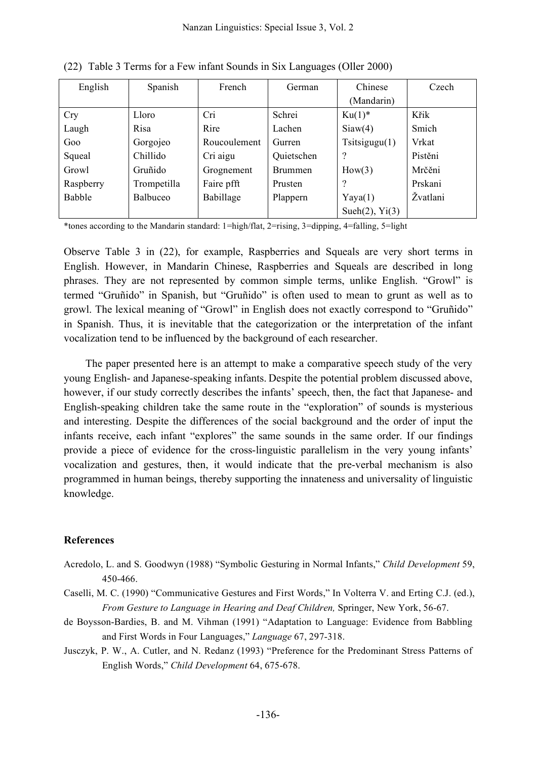(22) Table 3 Terms for a Few infant Sounds in Six Languages (Oller 2000)

| English | Spanish | French | German | Chinese (Mandarin) | Czech |
|---|---|---|---|---|---|
| Cry | Lloro | Cri | Schrei | Ku(1)* | Křik |
| Laugh | Risa | Rire | Lachen | Siaw(4) | Smich |
| Goo | Gorgojeo | Roucoulement | Gurren | Tsitsigugu(1) | Vrkat |
| Squeal | Chillido | Cri aigu | Quietschen | ? | Pistěni |
| Growl | Gruñido | Grognement | Brummen | How(3) | Mrčěni |
| Raspberry | Trompetilla | Faire pfft | Prusten | ? | Prskani |
| Babble | Balbuceo | Babillage | Plappern | Yaya(1) Sueh(2), Yi(3) | Žvatlani |

*tones according to the Mandarin standard: 1=high/flat, 2=rising, 3=dipping, 4=falling, 5=light

Observe Table 3 in (22), for example, Raspberries and Squeals are very short terms in English. However, in Mandarin Chinese, Raspberries and Squeals are described in long phrases. They are not represented by common simple terms, unlike English. "Growl" is termed "Gruñido" in Spanish, but "Gruñido" is often used to mean to grunt as well as to growl. The lexical meaning of "Growl" in English does not exactly correspond to "Gruñido" in Spanish. Thus, it is inevitable that the categorization or the interpretation of the infant vocalization tend to be influenced by the background of each researcher.

The paper presented here is an attempt to make a comparative speech study of the very young English- and Japanese-speaking infants. Despite the potential problem discussed above, however, if our study correctly describes the infants' speech, then, the fact that Japanese- and English-speaking children take the same route in the "exploration" of sounds is mysterious and interesting. Despite the differences of the social background and the order of input the infants receive, each infant "explores" the same sounds in the same order. If our findings provide a piece of evidence for the cross-linguistic parallelism in the very young infants' vocalization and gestures, then, it would indicate that the pre-verbal mechanism is also programmed in human beings, thereby supporting the innateness and universality of linguistic knowledge.

## References

Acredolo, L. and S. Goodwyn (1988) "Symbolic Gesturing in Normal Infants," *Child Development* 59, 450-466.

Caselli, M. C. (1990) "Communicative Gestures and First Words," In Volterra V. and Erting C.J. (ed.), *From Gesture to Language in Hearing and Deaf Children,* Springer, New York, 56-67.

de Boysson-Bardies, B. and M. Vihman (1991) "Adaptation to Language: Evidence from Babbling and First Words in Four Languages," *Language* 67, 297-318.

Jusczyk, P. W., A. Cutler, and N. Redanz (1993) "Preference for the Predominant Stress Patterns of English Words," *Child Development* 64, 675-678.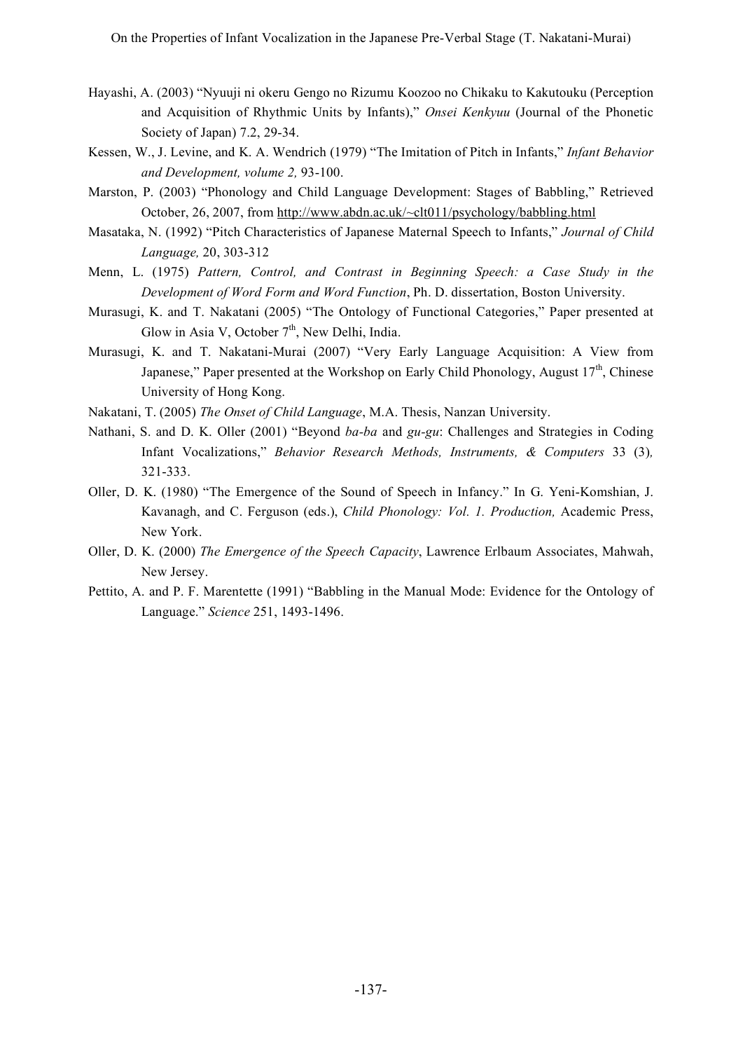Hayashi, A. (2003) "Nyuuji ni okeru Gengo no Rizumu Koozoo no Chikaku to Kakutouku (Perception and Acquisition of Rhythmic Units by Infants)," *Onsei Kenkyuu* (Journal of the Phonetic Society of Japan) 7.2, 29-34.

Kessen, W., J. Levine, and K. A. Wendrich (1979) "The Imitation of Pitch in Infants," *Infant Behavior and Development, volume 2,* 93-100.

Marston, P. (2003) "Phonology and Child Language Development: Stages of Babbling," Retrieved October, 26, 2007, from http://www.abdn.ac.uk/~clt011/psychology/babbling.html

Masataka, N. (1992) "Pitch Characteristics of Japanese Maternal Speech to Infants," *Journal of Child Language,* 20, 303-312

Menn, L. (1975) *Pattern, Control, and Contrast in Beginning Speech: a Case Study in the Development of Word Form and Word Function*, Ph. D. dissertation, Boston University.

Murasugi, K. and T. Nakatani (2005) "The Ontology of Functional Categories," Paper presented at Glow in Asia V, October 7th, New Delhi, India.

Murasugi, K. and T. Nakatani-Murai (2007) "Very Early Language Acquisition: A View from Japanese," Paper presented at the Workshop on Early Child Phonology, August 17th, Chinese University of Hong Kong.

Nakatani, T. (2005) *The Onset of Child Language*, M.A. Thesis, Nanzan University.

Nathani, S. and D. K. Oller (2001) "Beyond *ba-ba* and *gu-gu*: Challenges and Strategies in Coding Infant Vocalizations," *Behavior Research Methods, Instruments, & Computers* 33 (3)*,* 321-333.

Oller, D. K. (1980) "The Emergence of the Sound of Speech in Infancy." In G. Yeni-Komshian, J. Kavanagh, and C. Ferguson (eds.), *Child Phonology: Vol. 1. Production,* Academic Press, New York.

Oller, D. K. (2000) *The Emergence of the Speech Capacity*, Lawrence Erlbaum Associates, Mahwah, New Jersey.

Pettito, A. and P. F. Marentette (1991) "Babbling in the Manual Mode: Evidence for the Ontology of Language." *Science* 251, 1493-1496.